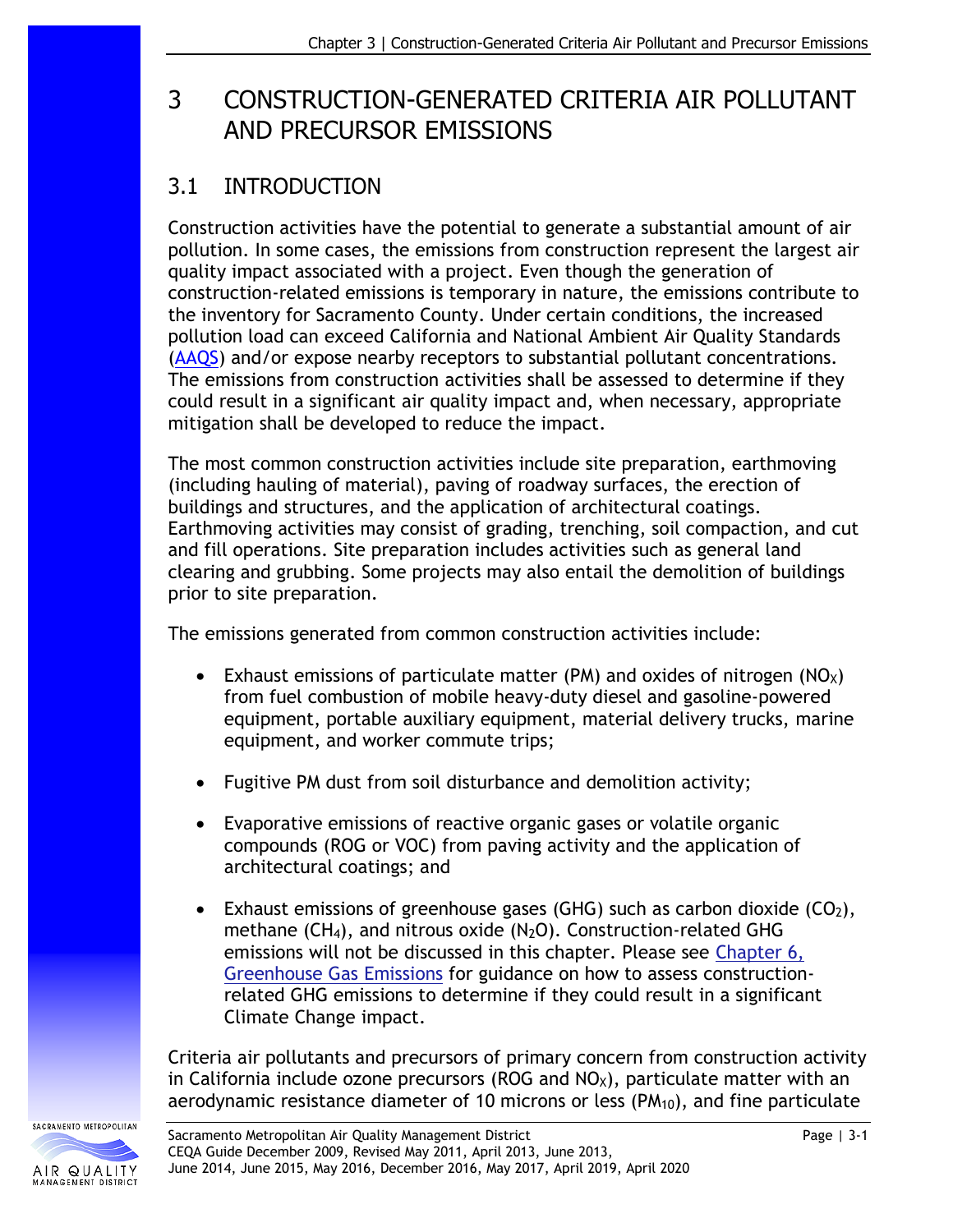# 3 CONSTRUCTION-GENERATED CRITERIA AIR POLLUTANT AND PRECURSOR EMISSIONS

## 3.1 INTRODUCTION

Construction activities have the potential to generate a substantial amount of air pollution. In some cases, the emissions from construction represent the largest air quality impact associated with a project. Even though the generation of construction-related emissions is temporary in nature, the emissions contribute to the inventory for Sacramento County. Under certain conditions, the increased pollution load can exceed California and National Ambient Air Quality Standards (AAQS) and/or expose nearby receptors to substantial pollutant concentrations. The emissions from construction activities shall be assessed to determine if they could result in a significant air quality impact and, when necessary, appropriate mitigation shall be developed to reduce the impact.

The most common construction activities include site preparation, earthmoving (including hauling of material), paving of roadway surfaces, the erection of buildings and structures, and the application of architectural coatings. Earthmoving activities may consist of grading, trenching, soil compaction, and cut and fill operations. Site preparation includes activities such as general land clearing and grubbing. Some projects may also entail the demolition of buildings prior to site preparation.

The emissions generated from common construction activities include:

- Exhaust emissions of particulate matter (PM) and oxides of nitrogen ($NO_X$) from fuel combustion of mobile heavy-duty diesel and gasoline-powered equipment, portable auxiliary equipment, material delivery trucks, marine equipment, and worker commute trips;
- Fugitive PM dust from soil disturbance and demolition activity;
- Evaporative emissions of reactive organic gases or volatile organic compounds (ROG or VOC) from paving activity and the application of architectural coatings; and
- Exhaust emissions of greenhouse gases (GHG) such as carbon dioxide ($CO_2$), methane ($CH_4$), and nitrous oxide ($N_2O$). Construction-related GHG emissions will not be discussed in this chapter. Please see Chapter 6, Greenhouse Gas Emissions for guidance on how to assess construction-related GHG emissions to determine if they could result in a significant Climate Change impact.

Criteria air pollutants and precursors of primary concern from construction activity in California include ozone precursors (ROG and $NO_X$), particulate matter with an aerodynamic resistance diameter of 10 microns or less ($PM_{10}$), and fine particulate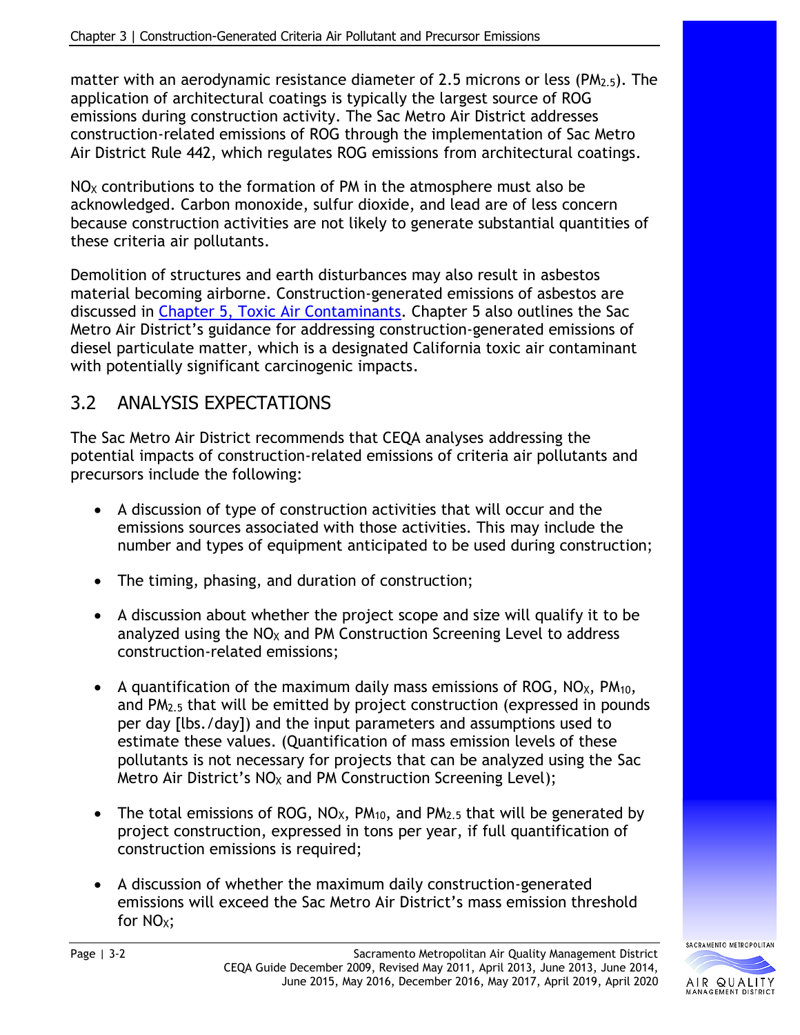matter with an aerodynamic resistance diameter of 2.5 microns or less ($PM_{2.5}$). The application of architectural coatings is typically the largest source of ROG emissions during construction activity. The Sac Metro Air District addresses construction-related emissions of ROG through the implementation of Sac Metro Air District Rule 442, which regulates ROG emissions from architectural coatings.

$NO_X$ contributions to the formation of PM in the atmosphere must also be acknowledged. Carbon monoxide, sulfur dioxide, and lead are of less concern because construction activities are not likely to generate substantial quantities of these criteria air pollutants.

Demolition of structures and earth disturbances may also result in asbestos material becoming airborne. Construction-generated emissions of asbestos are discussed in Chapter 5, Toxic Air Contaminants. Chapter 5 also outlines the Sac Metro Air District's guidance for addressing construction-generated emissions of diesel particulate matter, which is a designated California toxic air contaminant with potentially significant carcinogenic impacts.

## 3.2 ANALYSIS EXPECTATIONS

The Sac Metro Air District recommends that CEQA analyses addressing the potential impacts of construction-related emissions of criteria air pollutants and precursors include the following:

- A discussion of type of construction activities that will occur and the emissions sources associated with those activities. This may include the number and types of equipment anticipated to be used during construction;
- The timing, phasing, and duration of construction;
- A discussion about whether the project scope and size will qualify it to be analyzed using the $NO_X$ and PM Construction Screening Level to address construction-related emissions;
- A quantification of the maximum daily mass emissions of ROG, $NO_X$, $PM_{10}$, and $PM_{2.5}$ that will be emitted by project construction (expressed in pounds per day [lbs./day]) and the input parameters and assumptions used to estimate these values. (Quantification of mass emission levels of these pollutants is not necessary for projects that can be analyzed using the Sac Metro Air District's $NO_X$ and PM Construction Screening Level);
- The total emissions of ROG, $NO_X$, $PM_{10}$, and $PM_{2.5}$ that will be generated by project construction, expressed in tons per year, if full quantification of construction emissions is required;
- A discussion of whether the maximum daily construction-generated emissions will exceed the Sac Metro Air District's mass emission threshold for $NO_X$;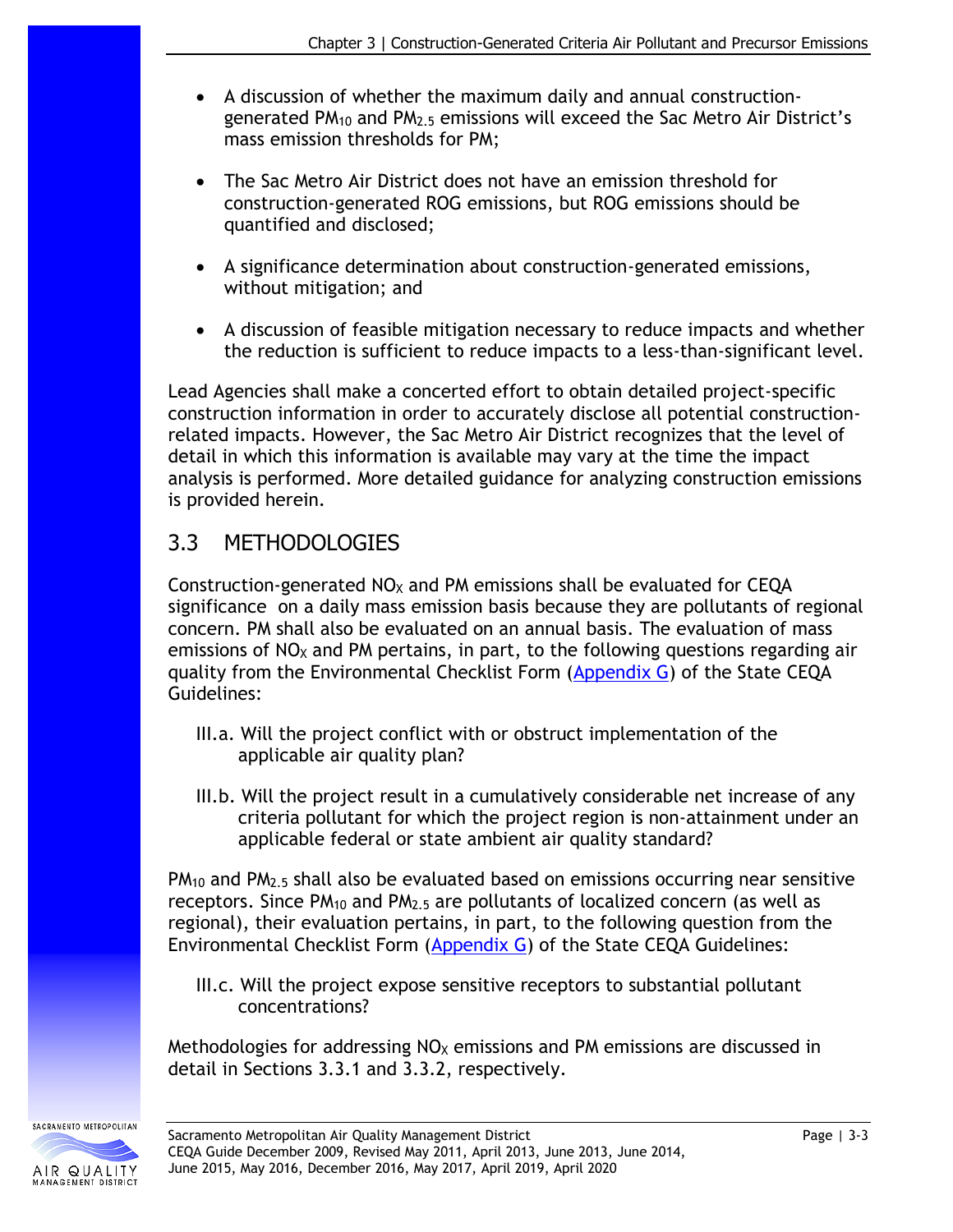- A discussion of whether the maximum daily and annual construction-generated $PM_{10}$ and $PM_{2.5}$ emissions will exceed the Sac Metro Air District's mass emission thresholds for PM;

- The Sac Metro Air District does not have an emission threshold for construction-generated ROG emissions, but ROG emissions should be quantified and disclosed;

- A significance determination about construction-generated emissions, without mitigation; and

- A discussion of feasible mitigation necessary to reduce impacts and whether the reduction is sufficient to reduce impacts to a less-than-significant level.

Lead Agencies shall make a concerted effort to obtain detailed project-specific construction information in order to accurately disclose all potential construction-related impacts. However, the Sac Metro Air District recognizes that the level of detail in which this information is available may vary at the time the impact analysis is performed. More detailed guidance for analyzing construction emissions is provided herein.

## 3.3 METHODOLOGIES

Construction-generated $NO_X$ and PM emissions shall be evaluated for CEQA significance on a daily mass emission basis because they are pollutants of regional concern. PM shall also be evaluated on an annual basis. The evaluation of mass emissions of $NO_X$ and PM pertains, in part, to the following questions regarding air quality from the Environmental Checklist Form (Appendix G) of the State CEQA Guidelines:

III.a. Will the project conflict with or obstruct implementation of the applicable air quality plan?

III.b. Will the project result in a cumulatively considerable net increase of any criteria pollutant for which the project region is non-attainment under an applicable federal or state ambient air quality standard?

$PM_{10}$ and $PM_{2.5}$ shall also be evaluated based on emissions occurring near sensitive receptors. Since $PM_{10}$ and $PM_{2.5}$ are pollutants of localized concern (as well as regional), their evaluation pertains, in part, to the following question from the Environmental Checklist Form (Appendix G) of the State CEQA Guidelines:

III.c. Will the project expose sensitive receptors to substantial pollutant concentrations?

Methodologies for addressing $NO_X$ emissions and PM emissions are discussed in detail in Sections 3.3.1 and 3.3.2, respectively.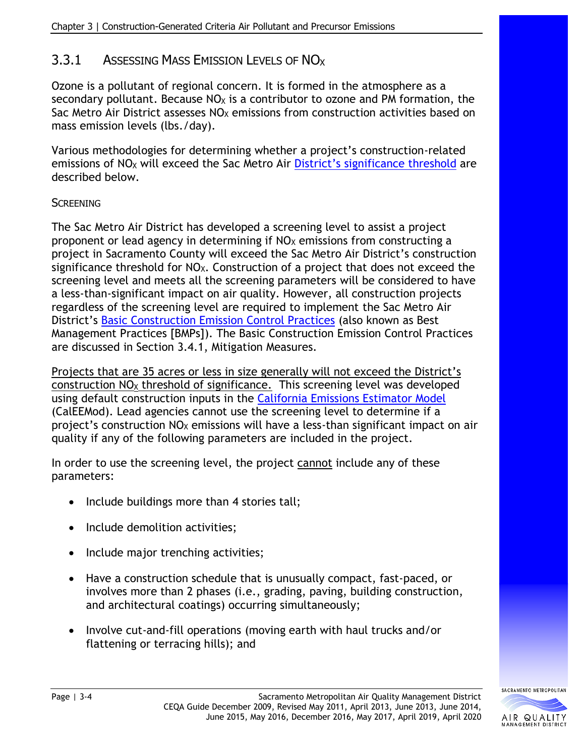### 3.3.1 Assessing Mass Emission Levels of $NO_X$

Ozone is a pollutant of regional concern. It is formed in the atmosphere as a secondary pollutant. Because $NO_X$ is a contributor to ozone and PM formation, the Sac Metro Air District assesses $NO_X$ emissions from construction activities based on mass emission levels (lbs./day).

Various methodologies for determining whether a project's construction-related emissions of $NO_X$ will exceed the Sac Metro Air District's significance threshold are described below.

#### Screening

The Sac Metro Air District has developed a screening level to assist a project proponent or lead agency in determining if $NO_X$ emissions from constructing a project in Sacramento County will exceed the Sac Metro Air District's construction significance threshold for $NO_X$. Construction of a project that does not exceed the screening level and meets all the screening parameters will be considered to have a less-than-significant impact on air quality. However, all construction projects regardless of the screening level are required to implement the Sac Metro Air District's Basic Construction Emission Control Practices (also known as Best Management Practices [BMPs]). The Basic Construction Emission Control Practices are discussed in Section 3.4.1, Mitigation Measures.

Projects that are 35 acres or less in size generally will not exceed the District's construction $NO_X$ threshold of significance. This screening level was developed using default construction inputs in the California Emissions Estimator Model (CalEEMod). Lead agencies cannot use the screening level to determine if a project's construction $NO_X$ emissions will have a less-than significant impact on air quality if any of the following parameters are included in the project.

In order to use the screening level, the project cannot include any of these parameters:

- Include buildings more than 4 stories tall;
- Include demolition activities;
- Include major trenching activities;
- Have a construction schedule that is unusually compact, fast-paced, or involves more than 2 phases (i.e., grading, paving, building construction, and architectural coatings) occurring simultaneously;
- Involve cut-and-fill operations (moving earth with haul trucks and/or flattening or terracing hills); and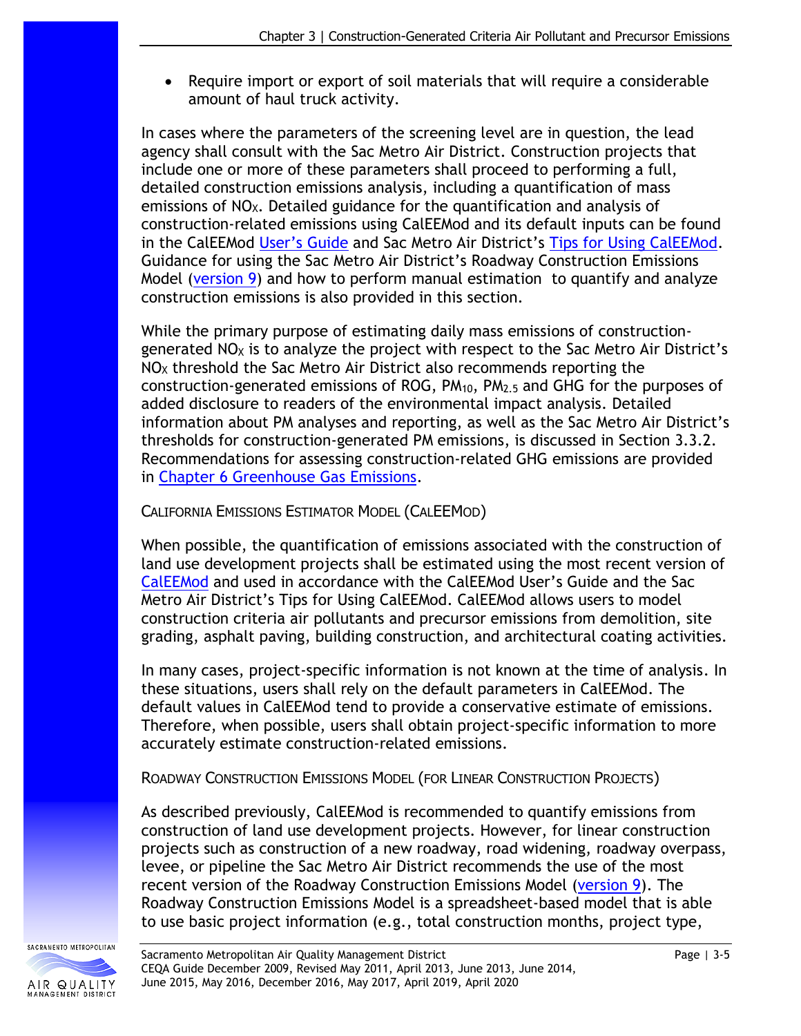- Require import or export of soil materials that will require a considerable amount of haul truck activity.

In cases where the parameters of the screening level are in question, the lead agency shall consult with the Sac Metro Air District. Construction projects that include one or more of these parameters shall proceed to performing a full, detailed construction emissions analysis, including a quantification of mass emissions of $NO_X$. Detailed guidance for the quantification and analysis of construction-related emissions using CalEEMod and its default inputs can be found in the CalEEMod User's Guide and Sac Metro Air District's Tips for Using CalEEMod. Guidance for using the Sac Metro Air District's Roadway Construction Emissions Model (version 9) and how to perform manual estimation to quantify and analyze construction emissions is also provided in this section.

While the primary purpose of estimating daily mass emissions of construction-generated $NO_X$ is to analyze the project with respect to the Sac Metro Air District's $NO_X$ threshold the Sac Metro Air District also recommends reporting the construction-generated emissions of ROG, $PM_{10}$, $PM_{2.5}$ and GHG for the purposes of added disclosure to readers of the environmental impact analysis. Detailed information about PM analyses and reporting, as well as the Sac Metro Air District's thresholds for construction-generated PM emissions, is discussed in Section 3.3.2. Recommendations for assessing construction-related GHG emissions are provided in Chapter 6 Greenhouse Gas Emissions.

#### California Emissions Estimator Model (CalEEMod)

When possible, the quantification of emissions associated with the construction of land use development projects shall be estimated using the most recent version of CalEEMod and used in accordance with the CalEEMod User's Guide and the Sac Metro Air District's Tips for Using CalEEMod. CalEEMod allows users to model construction criteria air pollutants and precursor emissions from demolition, site grading, asphalt paving, building construction, and architectural coating activities.

In many cases, project-specific information is not known at the time of analysis. In these situations, users shall rely on the default parameters in CalEEMod. The default values in CalEEMod tend to provide a conservative estimate of emissions. Therefore, when possible, users shall obtain project-specific information to more accurately estimate construction-related emissions.

#### Roadway Construction Emissions Model (for Linear Construction Projects)

As described previously, CalEEMod is recommended to quantify emissions from construction of land use development projects. However, for linear construction projects such as construction of a new roadway, road widening, roadway overpass, levee, or pipeline the Sac Metro Air District recommends the use of the most recent version of the Roadway Construction Emissions Model (version 9). The Roadway Construction Emissions Model is a spreadsheet-based model that is able to use basic project information (e.g., total construction months, project type,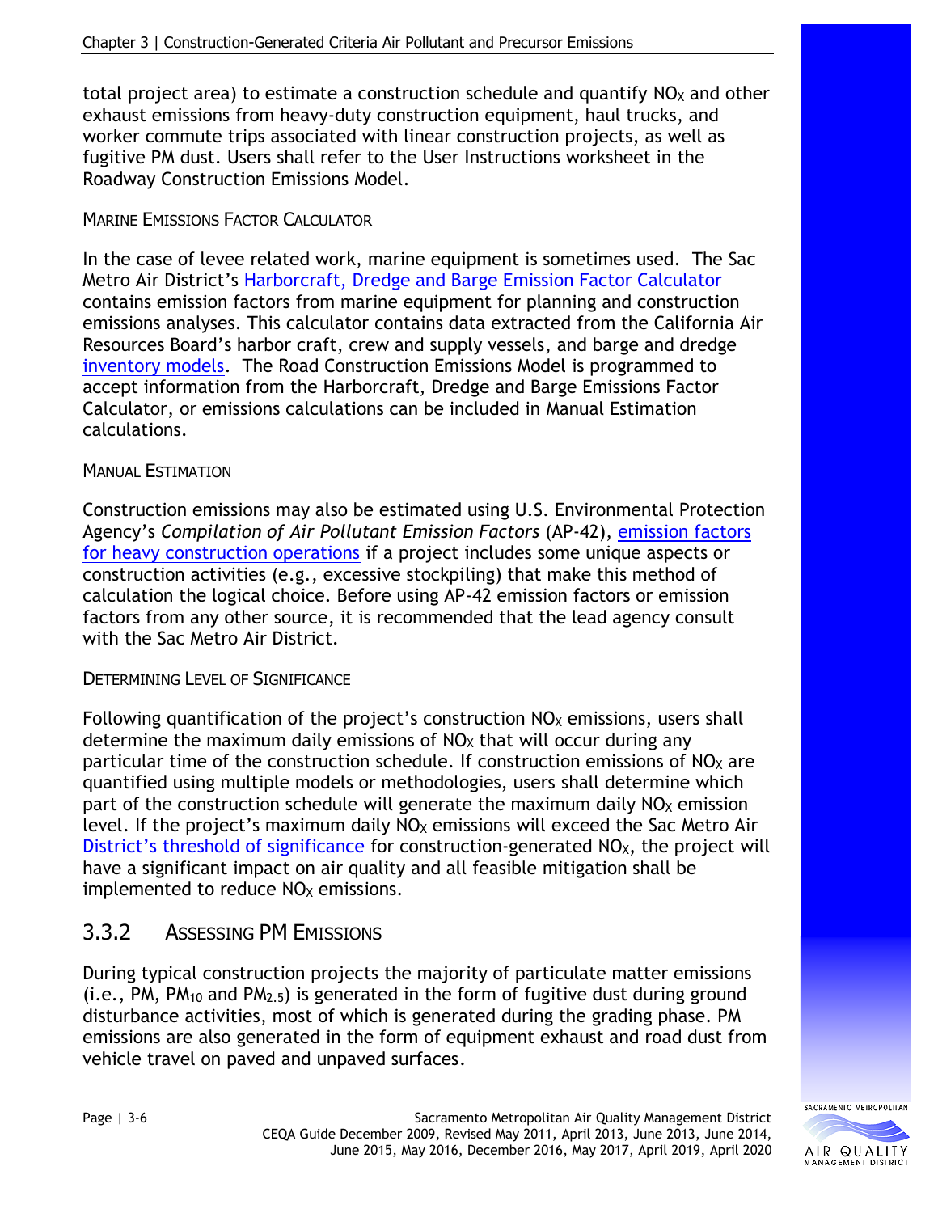total project area) to estimate a construction schedule and quantify $NO_X$ and other exhaust emissions from heavy-duty construction equipment, haul trucks, and worker commute trips associated with linear construction projects, as well as fugitive PM dust. Users shall refer to the User Instructions worksheet in the Roadway Construction Emissions Model.

#### Marine Emissions Factor Calculator

In the case of levee related work, marine equipment is sometimes used. The Sac Metro Air District's Harborcraft, Dredge and Barge Emission Factor Calculator contains emission factors from marine equipment for planning and construction emissions analyses. This calculator contains data extracted from the California Air Resources Board's harbor craft, crew and supply vessels, and barge and dredge inventory models. The Road Construction Emissions Model is programmed to accept information from the Harborcraft, Dredge and Barge Emissions Factor Calculator, or emissions calculations can be included in Manual Estimation calculations.

#### Manual Estimation

Construction emissions may also be estimated using U.S. Environmental Protection Agency's *Compilation of Air Pollutant Emission Factors* (AP-42), emission factors for heavy construction operations if a project includes some unique aspects or construction activities (e.g., excessive stockpiling) that make this method of calculation the logical choice. Before using AP-42 emission factors or emission factors from any other source, it is recommended that the lead agency consult with the Sac Metro Air District.

#### Determining Level of Significance

Following quantification of the project's construction $NO_X$ emissions, users shall determine the maximum daily emissions of $NO_X$ that will occur during any particular time of the construction schedule. If construction emissions of $NO_X$ are quantified using multiple models or methodologies, users shall determine which part of the construction schedule will generate the maximum daily $NO_X$ emission level. If the project's maximum daily $NO_X$ emissions will exceed the Sac Metro Air District's threshold of significance for construction-generated $NO_X$, the project will have a significant impact on air quality and all feasible mitigation shall be implemented to reduce $NO_X$ emissions.

## 3.3.2 Assessing PM Emissions

During typical construction projects the majority of particulate matter emissions (i.e., PM, $PM_{10}$ and $PM_{2.5}$) is generated in the form of fugitive dust during ground disturbance activities, most of which is generated during the grading phase. PM emissions are also generated in the form of equipment exhaust and road dust from vehicle travel on paved and unpaved surfaces.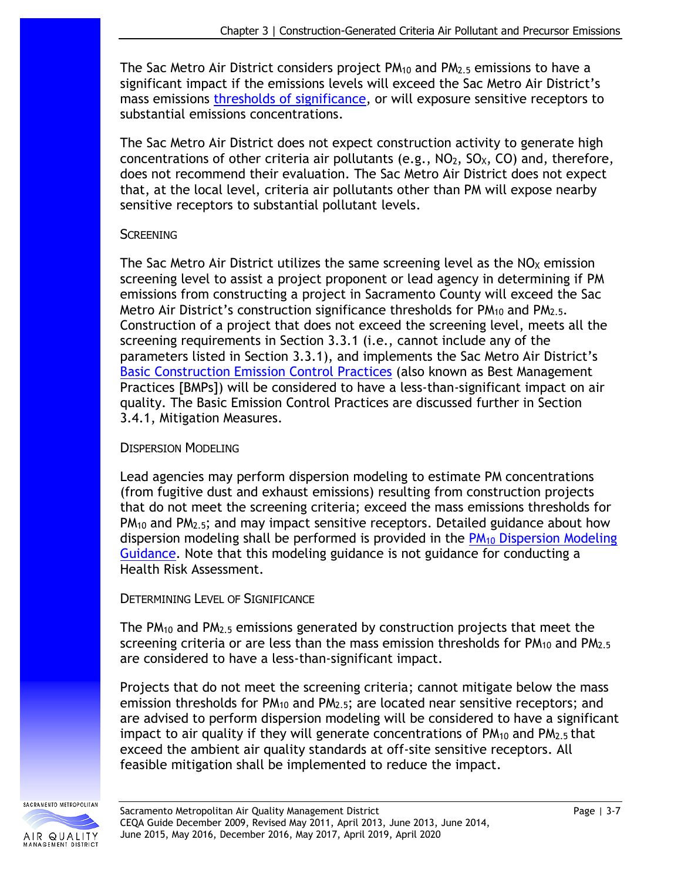The Sac Metro Air District considers project $PM_{10}$ and $PM_{2.5}$ emissions to have a significant impact if the emissions levels will exceed the Sac Metro Air District's mass emissions thresholds of significance, or will exposure sensitive receptors to substantial emissions concentrations.

The Sac Metro Air District does not expect construction activity to generate high concentrations of other criteria air pollutants (e.g., $NO_2$, $SO_X$, CO) and, therefore, does not recommend their evaluation. The Sac Metro Air District does not expect that, at the local level, criteria air pollutants other than PM will expose nearby sensitive receptors to substantial pollutant levels.

#### Screening

The Sac Metro Air District utilizes the same screening level as the $NO_X$ emission screening level to assist a project proponent or lead agency in determining if PM emissions from constructing a project in Sacramento County will exceed the Sac Metro Air District's construction significance thresholds for $PM_{10}$ and $PM_{2.5}$. Construction of a project that does not exceed the screening level, meets all the screening requirements in Section 3.3.1 (i.e., cannot include any of the parameters listed in Section 3.3.1), and implements the Sac Metro Air District's Basic Construction Emission Control Practices (also known as Best Management Practices [BMPs]) will be considered to have a less-than-significant impact on air quality. The Basic Emission Control Practices are discussed further in Section 3.4.1, Mitigation Measures.

#### Dispersion Modeling

Lead agencies may perform dispersion modeling to estimate PM concentrations (from fugitive dust and exhaust emissions) resulting from construction projects that do not meet the screening criteria; exceed the mass emissions thresholds for $PM_{10}$ and $PM_{2.5}$; and may impact sensitive receptors. Detailed guidance about how dispersion modeling shall be performed is provided in the $PM_{10}$ Dispersion Modeling Guidance. Note that this modeling guidance is not guidance for conducting a Health Risk Assessment.

#### Determining Level of Significance

The $PM_{10}$ and $PM_{2.5}$ emissions generated by construction projects that meet the screening criteria or are less than the mass emission thresholds for $PM_{10}$ and $PM_{2.5}$ are considered to have a less-than-significant impact.

Projects that do not meet the screening criteria; cannot mitigate below the mass emission thresholds for $PM_{10}$ and $PM_{2.5}$; are located near sensitive receptors; and are advised to perform dispersion modeling will be considered to have a significant impact to air quality if they will generate concentrations of $PM_{10}$ and $PM_{2.5}$ that exceed the ambient air quality standards at off-site sensitive receptors. All feasible mitigation shall be implemented to reduce the impact.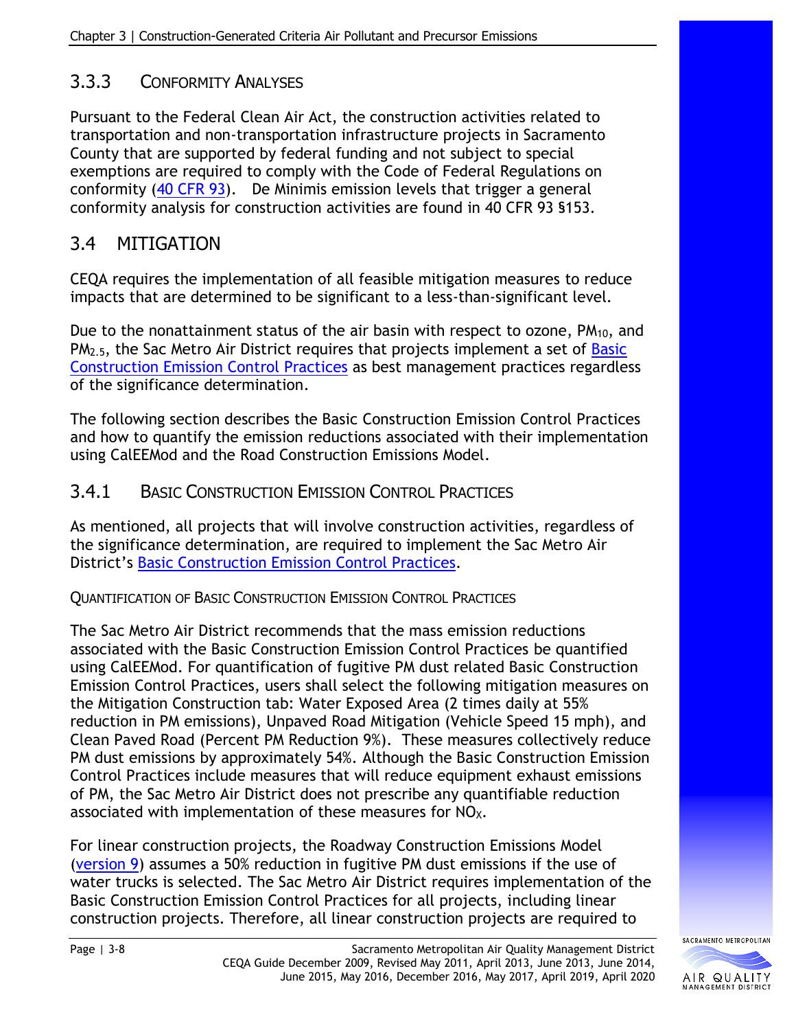### 3.3.3 CONFORMITY ANALYSES

Pursuant to the Federal Clean Air Act, the construction activities related to transportation and non-transportation infrastructure projects in Sacramento County that are supported by federal funding and not subject to special exemptions are required to comply with the Code of Federal Regulations on conformity (40 CFR 93). De Minimis emission levels that trigger a general conformity analysis for construction activities are found in 40 CFR 93 §153.

## 3.4 MITIGATION

CEQA requires the implementation of all feasible mitigation measures to reduce impacts that are determined to be significant to a less-than-significant level.

Due to the nonattainment status of the air basin with respect to ozone, $PM_{10}$, and $PM_{2.5}$, the Sac Metro Air District requires that projects implement a set of Basic Construction Emission Control Practices as best management practices regardless of the significance determination.

The following section describes the Basic Construction Emission Control Practices and how to quantify the emission reductions associated with their implementation using CalEEMod and the Road Construction Emissions Model.

### 3.4.1 BASIC CONSTRUCTION EMISSION CONTROL PRACTICES

As mentioned, all projects that will involve construction activities, regardless of the significance determination, are required to implement the Sac Metro Air District's Basic Construction Emission Control Practices.

QUANTIFICATION OF BASIC CONSTRUCTION EMISSION CONTROL PRACTICES

The Sac Metro Air District recommends that the mass emission reductions associated with the Basic Construction Emission Control Practices be quantified using CalEEMod. For quantification of fugitive PM dust related Basic Construction Emission Control Practices, users shall select the following mitigation measures on the Mitigation Construction tab: Water Exposed Area (2 times daily at 55% reduction in PM emissions), Unpaved Road Mitigation (Vehicle Speed 15 mph), and Clean Paved Road (Percent PM Reduction 9%). These measures collectively reduce PM dust emissions by approximately 54%. Although the Basic Construction Emission Control Practices include measures that will reduce equipment exhaust emissions of PM, the Sac Metro Air District does not prescribe any quantifiable reduction associated with implementation of these measures for $NO_X$.

For linear construction projects, the Roadway Construction Emissions Model (version 9) assumes a 50% reduction in fugitive PM dust emissions if the use of water trucks is selected. The Sac Metro Air District requires implementation of the Basic Construction Emission Control Practices for all projects, including linear construction projects. Therefore, all linear construction projects are required to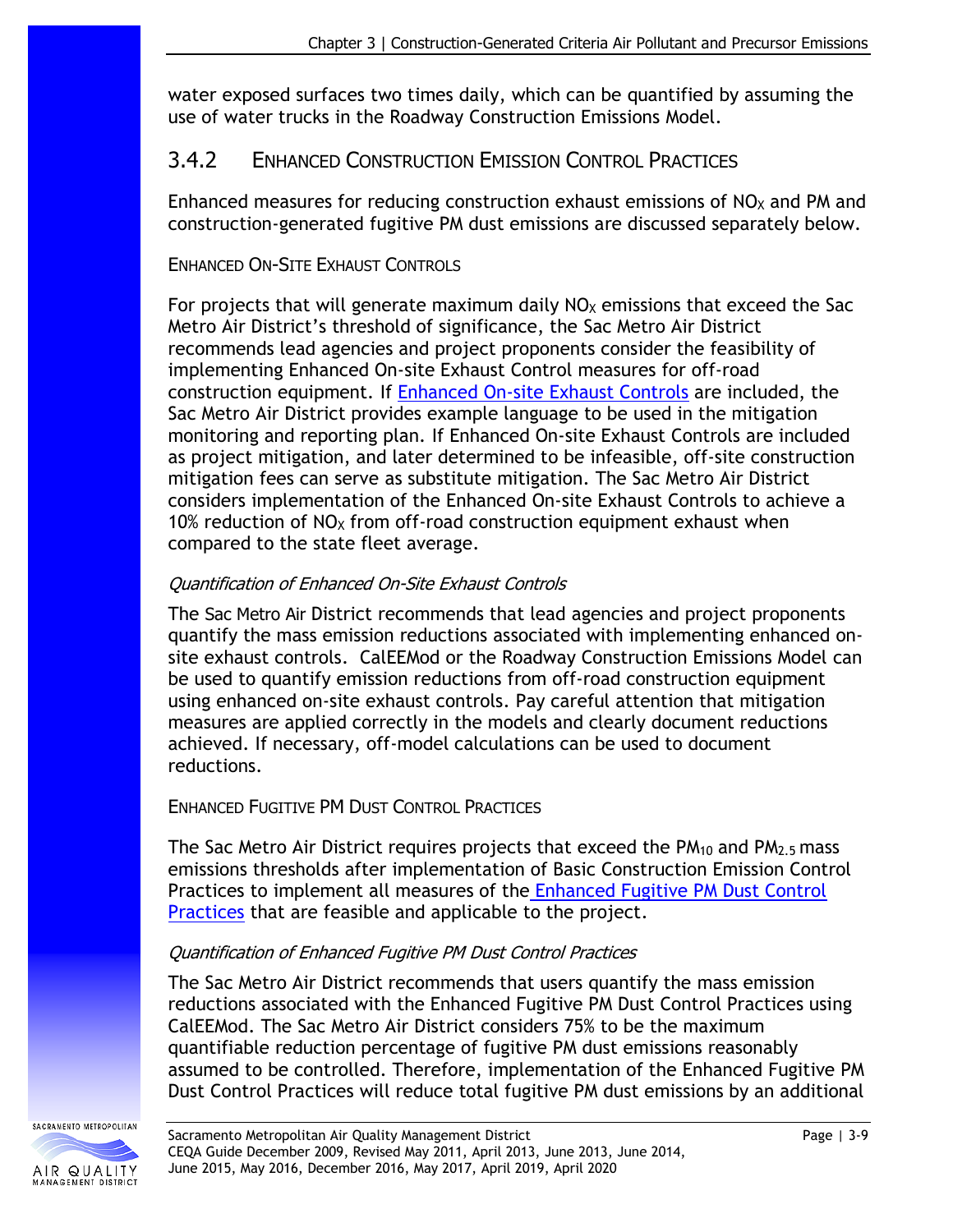water exposed surfaces two times daily, which can be quantified by assuming the use of water trucks in the Roadway Construction Emissions Model.

## 3.4.2 Enhanced Construction Emission Control Practices

Enhanced measures for reducing construction exhaust emissions of $NO_X$ and PM and construction-generated fugitive PM dust emissions are discussed separately below.

### Enhanced On-Site Exhaust Controls

For projects that will generate maximum daily $NO_X$ emissions that exceed the Sac Metro Air District's threshold of significance, the Sac Metro Air District recommends lead agencies and project proponents consider the feasibility of implementing Enhanced On-site Exhaust Control measures for off-road construction equipment. If Enhanced On-site Exhaust Controls are included, the Sac Metro Air District provides example language to be used in the mitigation monitoring and reporting plan. If Enhanced On-site Exhaust Controls are included as project mitigation, and later determined to be infeasible, off-site construction mitigation fees can serve as substitute mitigation. The Sac Metro Air District considers implementation of the Enhanced On-site Exhaust Controls to achieve a 10% reduction of $NO_X$ from off-road construction equipment exhaust when compared to the state fleet average.

#### *Quantification of Enhanced On-Site Exhaust Controls*

The Sac Metro Air District recommends that lead agencies and project proponents quantify the mass emission reductions associated with implementing enhanced on-site exhaust controls. CalEEMod or the Roadway Construction Emissions Model can be used to quantify emission reductions from off-road construction equipment using enhanced on-site exhaust controls. Pay careful attention that mitigation measures are applied correctly in the models and clearly document reductions achieved. If necessary, off-model calculations can be used to document reductions.

### Enhanced Fugitive PM Dust Control Practices

The Sac Metro Air District requires projects that exceed the $PM_{10}$ and $PM_{2.5}$ mass emissions thresholds after implementation of Basic Construction Emission Control Practices to implement all measures of the Enhanced Fugitive PM Dust Control Practices that are feasible and applicable to the project.

#### *Quantification of Enhanced Fugitive PM Dust Control Practices*

The Sac Metro Air District recommends that users quantify the mass emission reductions associated with the Enhanced Fugitive PM Dust Control Practices using CalEEMod. The Sac Metro Air District considers 75% to be the maximum quantifiable reduction percentage of fugitive PM dust emissions reasonably assumed to be controlled. Therefore, implementation of the Enhanced Fugitive PM Dust Control Practices will reduce total fugitive PM dust emissions by an additional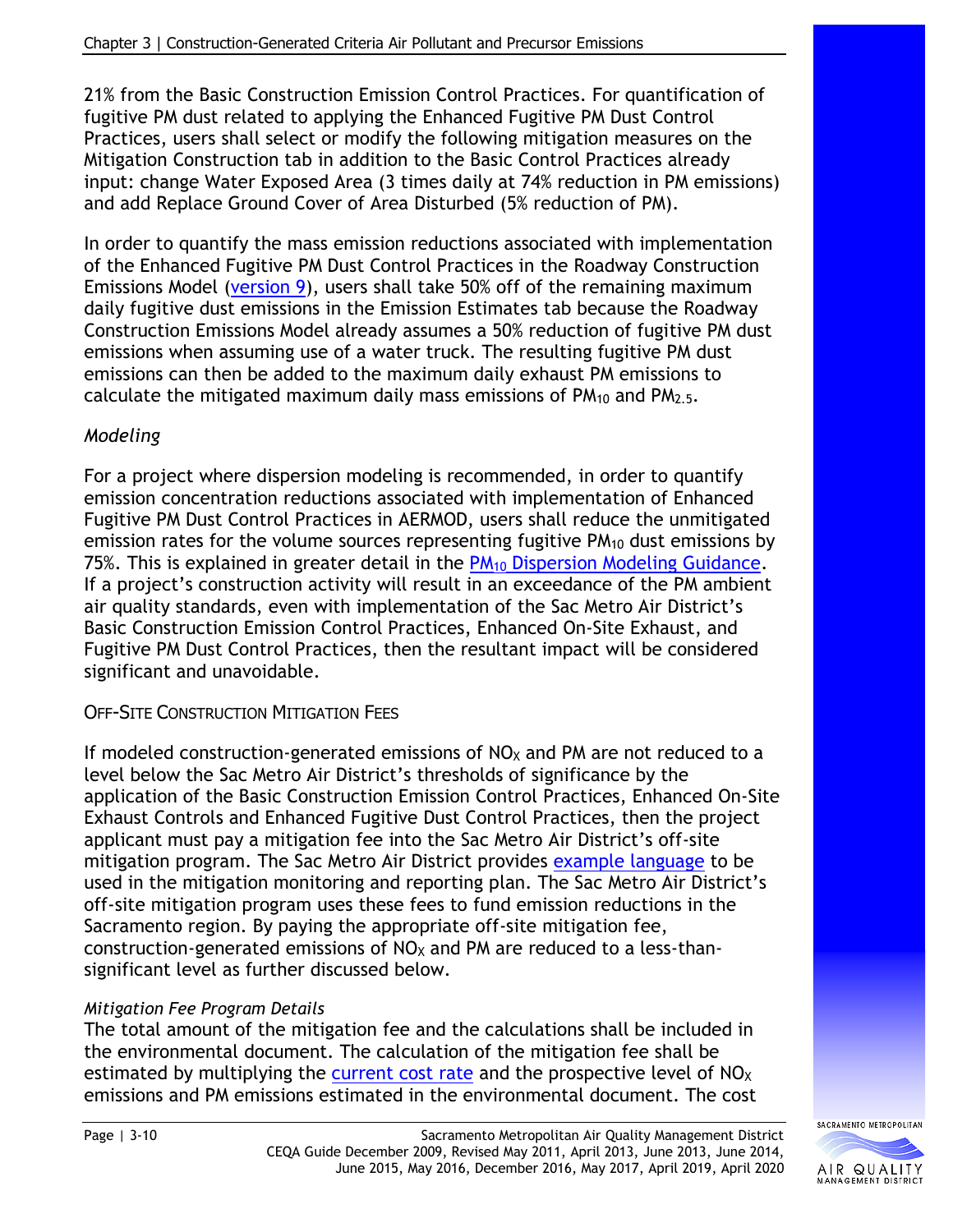21% from the Basic Construction Emission Control Practices. For quantification of fugitive PM dust related to applying the Enhanced Fugitive PM Dust Control Practices, users shall select or modify the following mitigation measures on the Mitigation Construction tab in addition to the Basic Control Practices already input: change Water Exposed Area (3 times daily at 74% reduction in PM emissions) and add Replace Ground Cover of Area Disturbed (5% reduction of PM).

In order to quantify the mass emission reductions associated with implementation of the Enhanced Fugitive PM Dust Control Practices in the Roadway Construction Emissions Model (version 9), users shall take 50% off of the remaining maximum daily fugitive dust emissions in the Emission Estimates tab because the Roadway Construction Emissions Model already assumes a 50% reduction of fugitive PM dust emissions when assuming use of a water truck. The resulting fugitive PM dust emissions can then be added to the maximum daily exhaust PM emissions to calculate the mitigated maximum daily mass emissions of $PM_{10}$ and $PM_{2.5}$.

*Modeling*

For a project where dispersion modeling is recommended, in order to quantify emission concentration reductions associated with implementation of Enhanced Fugitive PM Dust Control Practices in AERMOD, users shall reduce the unmitigated emission rates for the volume sources representing fugitive $PM_{10}$ dust emissions by 75%. This is explained in greater detail in the $PM_{10}$ Dispersion Modeling Guidance. If a project's construction activity will result in an exceedance of the PM ambient air quality standards, even with implementation of the Sac Metro Air District's Basic Construction Emission Control Practices, Enhanced On-Site Exhaust, and Fugitive PM Dust Control Practices, then the resultant impact will be considered significant and unavoidable.

### OFF-SITE CONSTRUCTION MITIGATION FEES

If modeled construction-generated emissions of $NO_X$ and PM are not reduced to a level below the Sac Metro Air District's thresholds of significance by the application of the Basic Construction Emission Control Practices, Enhanced On-Site Exhaust Controls and Enhanced Fugitive Dust Control Practices, then the project applicant must pay a mitigation fee into the Sac Metro Air District's off-site mitigation program. The Sac Metro Air District provides example language to be used in the mitigation monitoring and reporting plan. The Sac Metro Air District's off-site mitigation program uses these fees to fund emission reductions in the Sacramento region. By paying the appropriate off-site mitigation fee, construction-generated emissions of $NO_X$ and PM are reduced to a less-than-significant level as further discussed below.

*Mitigation Fee Program Details*

The total amount of the mitigation fee and the calculations shall be included in the environmental document. The calculation of the mitigation fee shall be estimated by multiplying the current cost rate and the prospective level of $NO_X$ emissions and PM emissions estimated in the environmental document. The cost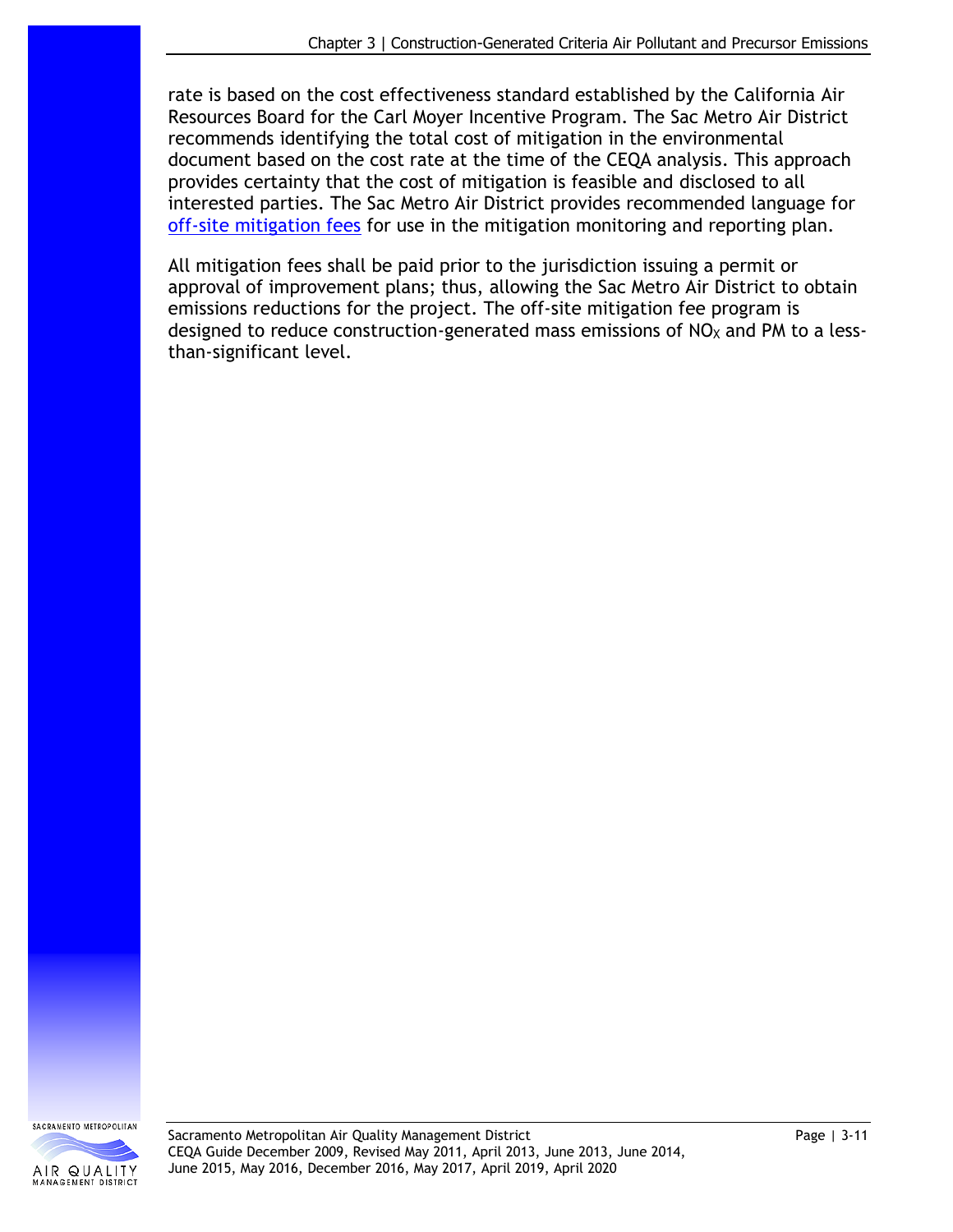rate is based on the cost effectiveness standard established by the California Air Resources Board for the Carl Moyer Incentive Program. The Sac Metro Air District recommends identifying the total cost of mitigation in the environmental document based on the cost rate at the time of the CEQA analysis. This approach provides certainty that the cost of mitigation is feasible and disclosed to all interested parties. The Sac Metro Air District provides recommended language for off-site mitigation fees for use in the mitigation monitoring and reporting plan.

All mitigation fees shall be paid prior to the jurisdiction issuing a permit or approval of improvement plans; thus, allowing the Sac Metro Air District to obtain emissions reductions for the project. The off-site mitigation fee program is designed to reduce construction-generated mass emissions of $NO_X$ and PM to a less-than-significant level.